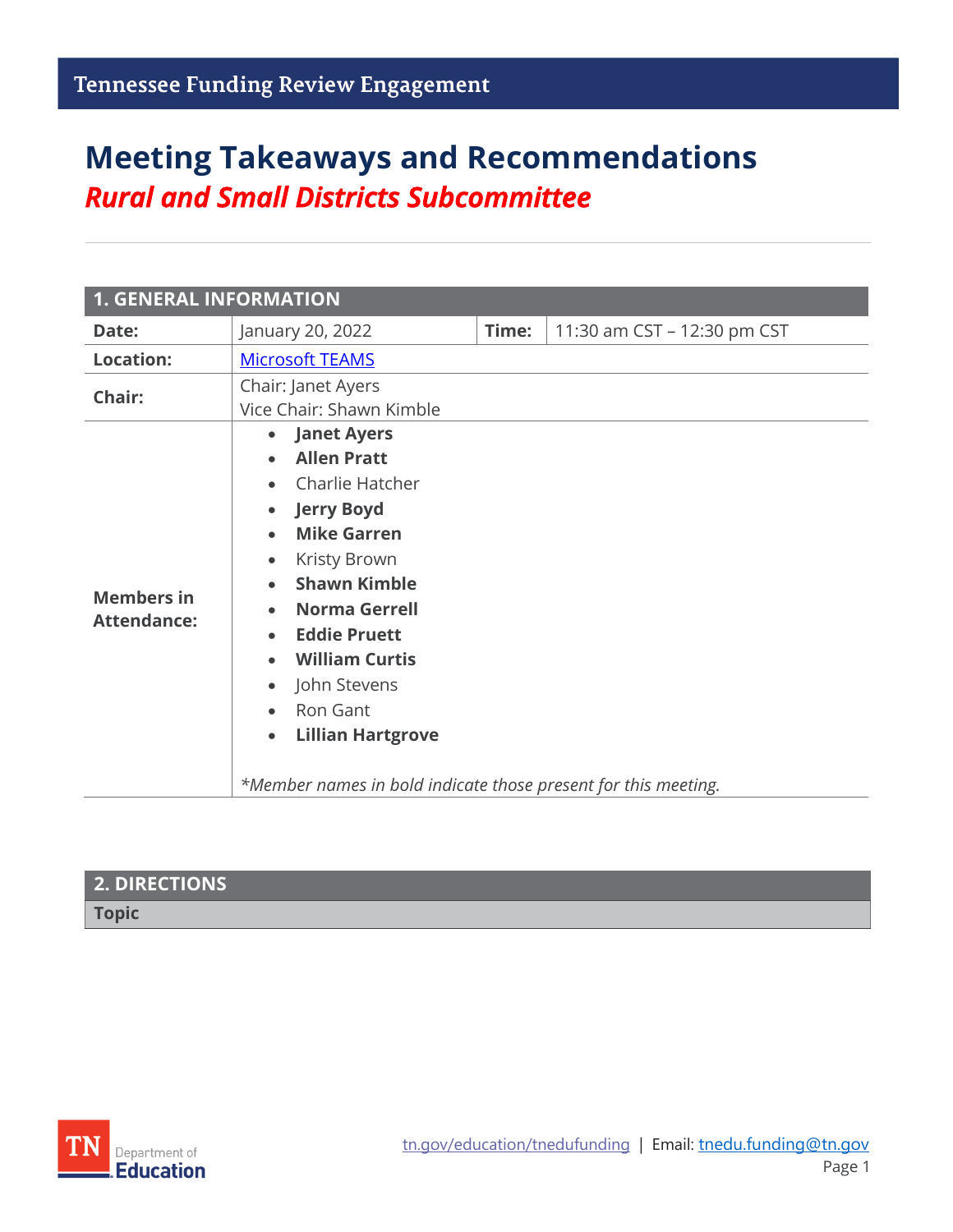Tennessee Funding Review Engagement

# Meeting Takeaways and Recommendations

## *Rural and Small Districts Subcommittee*

| 1. GENERAL INFORMATION | | | |
|---|---|---|---|
| **Date:** | January 20, 2022 | **Time:** | 11:30 am CST – 12:30 pm CST |
| **Location:** | Microsoft TEAMS | | |
| **Chair:** | Chair: Janet Ayers<br>Vice Chair: Shawn Kimble | | |
| **Members in Attendance:** | • **Janet Ayers**<br>• **Allen Pratt**<br>• Charlie Hatcher<br>• **Jerry Boyd**<br>• **Mike Garren**<br>• Kristy Brown<br>• **Shawn Kimble**<br>• **Norma Gerrell**<br>• **Eddie Pruett**<br>• **William Curtis**<br>• John Stevens<br>• Ron Gant<br>• **Lillian Hartgrove**<br><br>*\*Member names in bold indicate those present for this meeting.* | | |

| 2. DIRECTIONS |
|---|
| **Topic** |

tn.gov/education/tnedufunding | Email: tnedu.funding@tn.gov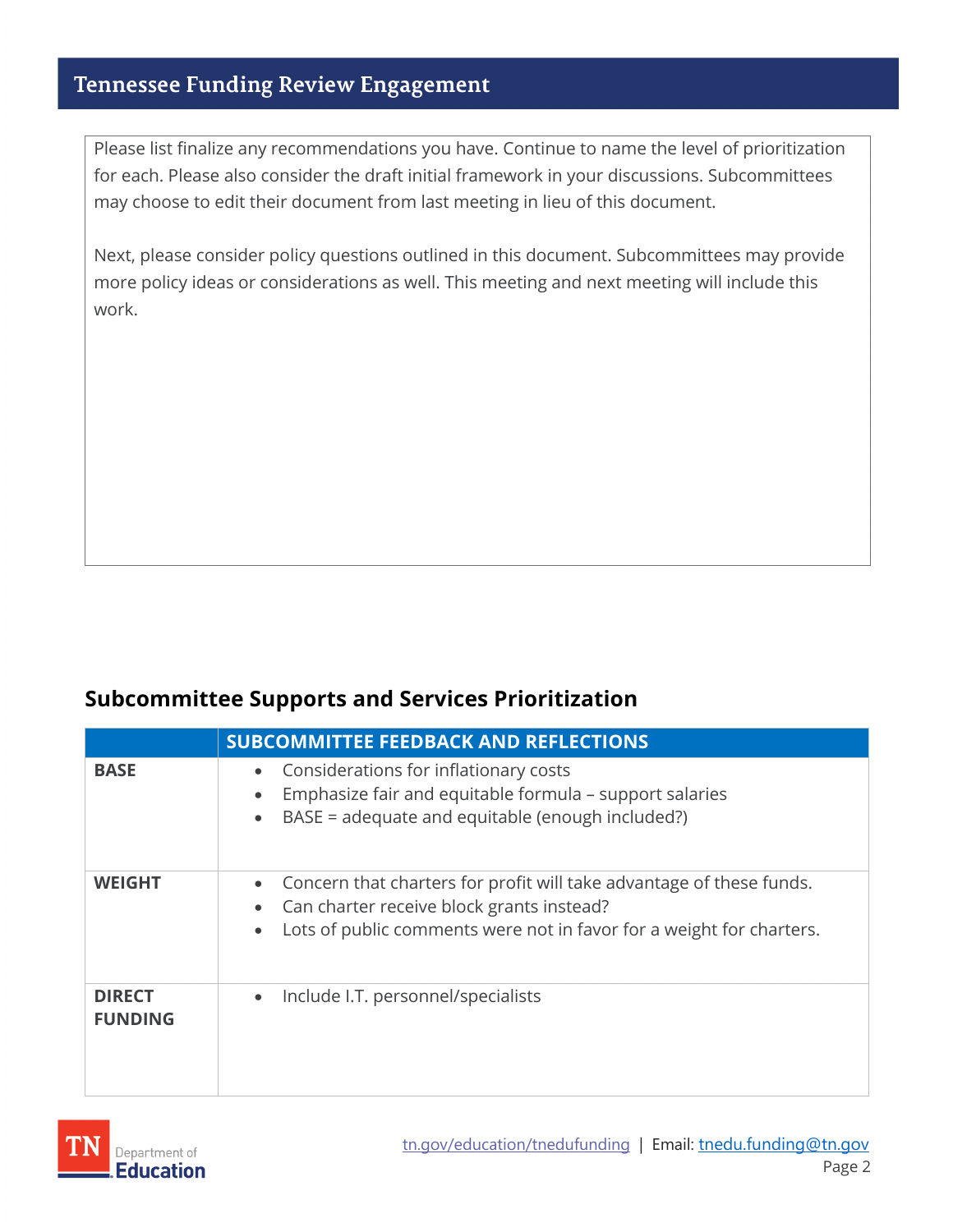Please list finalize any recommendations you have. Continue to name the level of prioritization for each. Please also consider the draft initial framework in your discussions. Subcommittees may choose to edit their document from last meeting in lieu of this document.

Next, please consider policy questions outlined in this document. Subcommittees may provide more policy ideas or considerations as well. This meeting and next meeting will include this work.

## Subcommittee Supports and Services Prioritization

| | SUBCOMMITTEE FEEDBACK AND REFLECTIONS |
|---|---|
| **BASE** | • Considerations for inflationary costs<br>• Emphasize fair and equitable formula – support salaries<br>• BASE = adequate and equitable (enough included?) |
| **WEIGHT** | • Concern that charters for profit will take advantage of these funds.<br>• Can charter receive block grants instead?<br>• Lots of public comments were not in favor for a weight for charters. |
| **DIRECT FUNDING** | • Include I.T. personnel/specialists |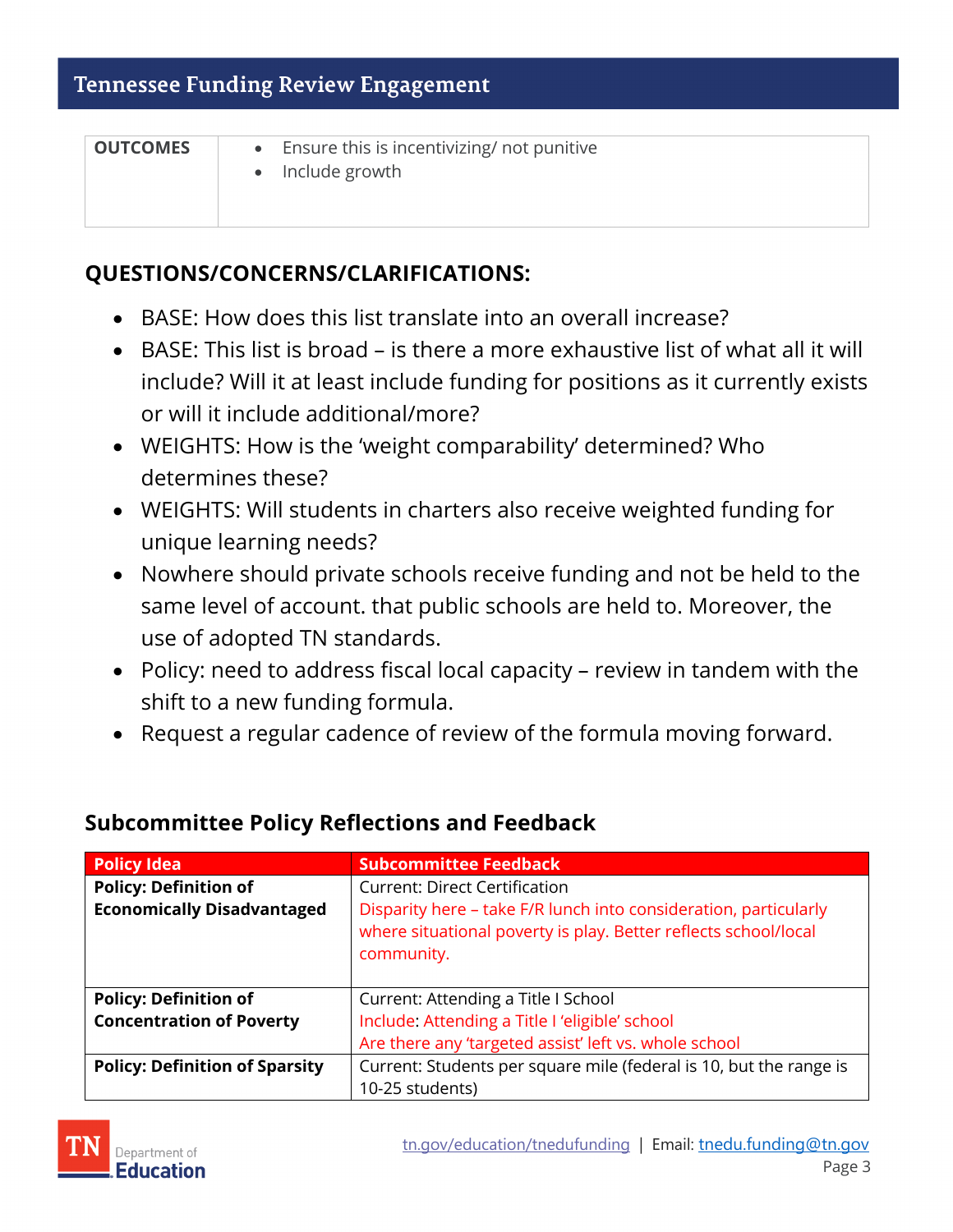| OUTCOMES | <ul><li>Ensure this is incentivizing/ not punitive</li><li>Include growth</li></ul> |
|---|---|

## QUESTIONS/CONCERNS/CLARIFICATIONS:

- BASE: How does this list translate into an overall increase?
- BASE: This list is broad – is there a more exhaustive list of what all it will include? Will it at least include funding for positions as it currently exists or will it include additional/more?
- WEIGHTS: How is the 'weight comparability' determined? Who determines these?
- WEIGHTS: Will students in charters also receive weighted funding for unique learning needs?
- Nowhere should private schools receive funding and not be held to the same level of account. that public schools are held to. Moreover, the use of adopted TN standards.
- Policy: need to address fiscal local capacity – review in tandem with the shift to a new funding formula.
- Request a regular cadence of review of the formula moving forward.

### Subcommittee Policy Reflections and Feedback

| Policy Idea | Subcommittee Feedback |
|---|---|
| **Policy: Definition of Economically Disadvantaged** | Current: Direct Certification<br>Disparity here – take F/R lunch into consideration, particularly where situational poverty is play. Better reflects school/local community. |
| **Policy: Definition of Concentration of Poverty** | Current: Attending a Title I School<br>Include: Attending a Title I 'eligible' school<br>Are there any 'targeted assist' left vs. whole school |
| **Policy: Definition of Sparsity** | Current: Students per square mile (federal is 10, but the range is 10-25 students) |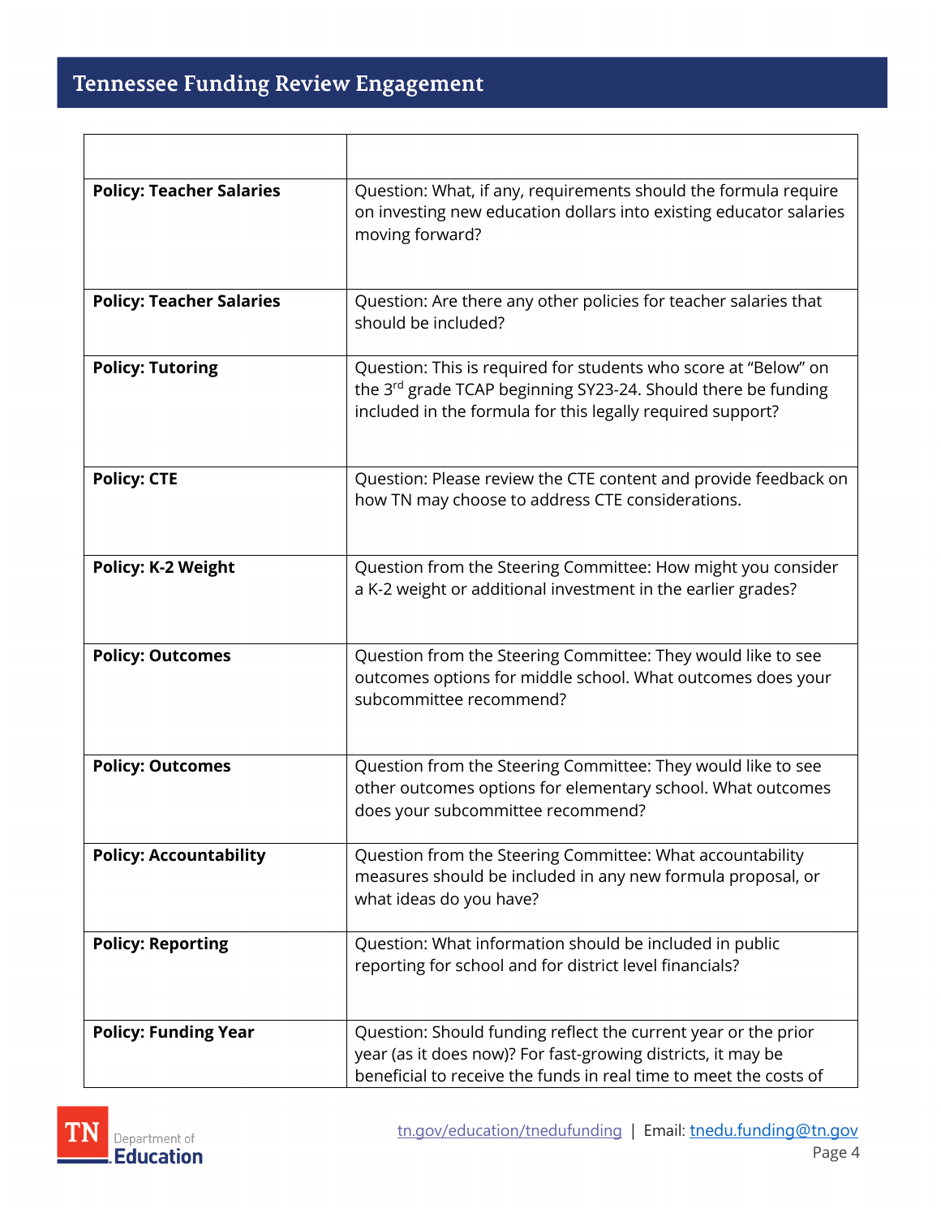| | |
|---|---|
| **Policy: Teacher Salaries** | Question: What, if any, requirements should the formula require on investing new education dollars into existing educator salaries moving forward? |
| **Policy: Teacher Salaries** | Question: Are there any other policies for teacher salaries that should be included? |
| **Policy: Tutoring** | Question: This is required for students who score at "Below" on the 3rd grade TCAP beginning SY23-24. Should there be funding included in the formula for this legally required support? |
| **Policy: CTE** | Question: Please review the CTE content and provide feedback on how TN may choose to address CTE considerations. |
| **Policy: K-2 Weight** | Question from the Steering Committee: How might you consider a K-2 weight or additional investment in the earlier grades? |
| **Policy: Outcomes** | Question from the Steering Committee: They would like to see outcomes options for middle school. What outcomes does your subcommittee recommend? |
| **Policy: Outcomes** | Question from the Steering Committee: They would like to see other outcomes options for elementary school. What outcomes does your subcommittee recommend? |
| **Policy: Accountability** | Question from the Steering Committee: What accountability measures should be included in any new formula proposal, or what ideas do you have? |
| **Policy: Reporting** | Question: What information should be included in public reporting for school and for district level financials? |
| **Policy: Funding Year** | Question: Should funding reflect the current year or the prior year (as it does now)? For fast-growing districts, it may be beneficial to receive the funds in real time to meet the costs of |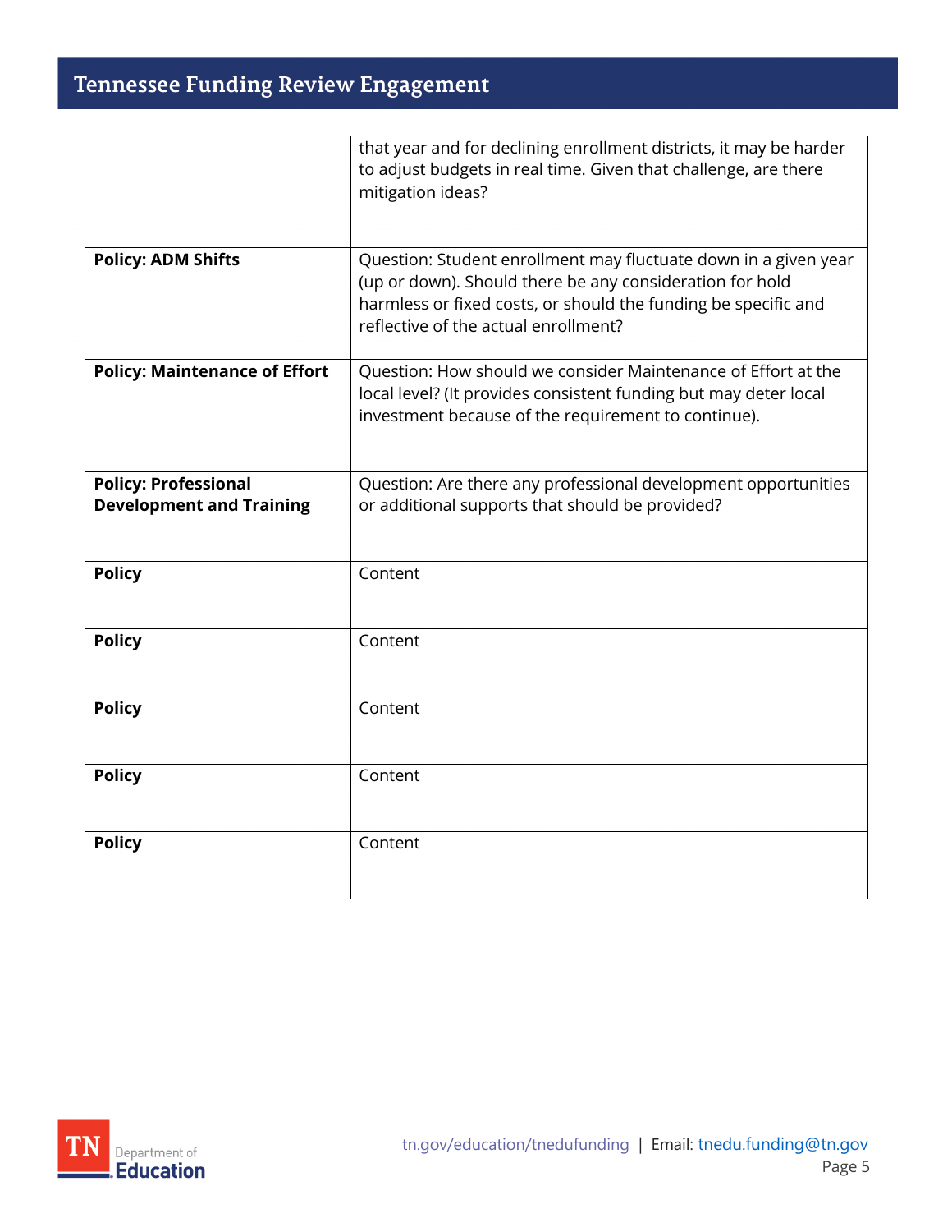| | |
|---|---|
| | that year and for declining enrollment districts, it may be harder to adjust budgets in real time. Given that challenge, are there mitigation ideas? |
| **Policy: ADM Shifts** | Question: Student enrollment may fluctuate down in a given year (up or down). Should there be any consideration for hold harmless or fixed costs, or should the funding be specific and reflective of the actual enrollment? |
| **Policy: Maintenance of Effort** | Question: How should we consider Maintenance of Effort at the local level? (It provides consistent funding but may deter local investment because of the requirement to continue). |
| **Policy: Professional Development and Training** | Question: Are there any professional development opportunities or additional supports that should be provided? |
| **Policy** | Content |
| **Policy** | Content |
| **Policy** | Content |
| **Policy** | Content |
| **Policy** | Content |